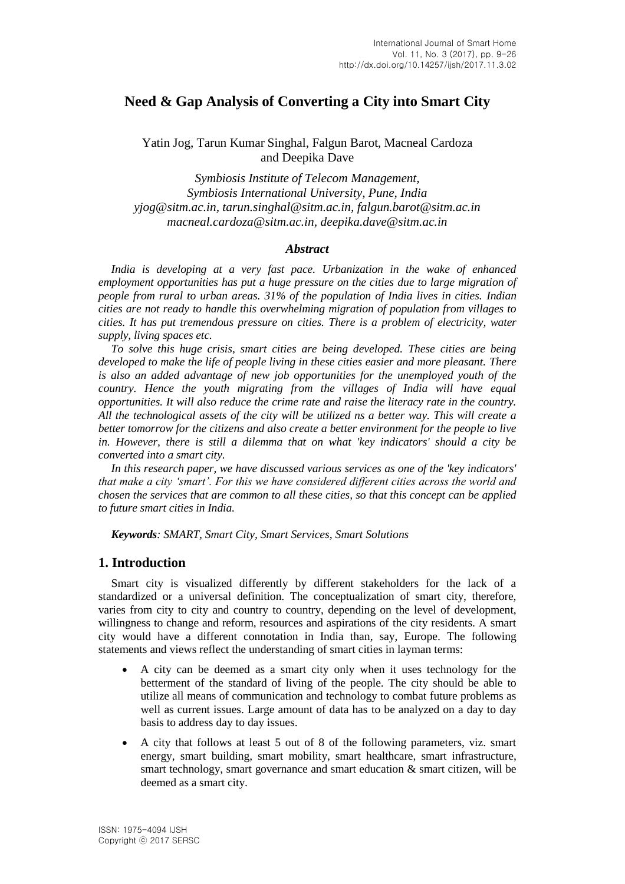# Need & Gap Analysis of Converting a City into Smart City

Yatin Jog, Tarun Kumar Singhal, Falgun Barot, Macneal Cardoza and Deepika Dave

*Symbiosis Institute of Telecom Management, Symbiosis International University, Pune, India*
*yjog@sitm.ac.in, tarun.singhal@sitm.ac.in, falgun.barot@sitm.ac.in macneal.cardoza@sitm.ac.in, deepika.dave@sitm.ac.in*

### *Abstract*

*India is developing at a very fast pace. Urbanization in the wake of enhanced employment opportunities has put a huge pressure on the cities due to large migration of people from rural to urban areas. 31% of the population of India lives in cities. Indian cities are not ready to handle this overwhelming migration of population from villages to cities. It has put tremendous pressure on cities. There is a problem of electricity, water supply, living spaces etc.*

*To solve this huge crisis, smart cities are being developed. These cities are being developed to make the life of people living in these cities easier and more pleasant. There is also an added advantage of new job opportunities for the unemployed youth of the country. Hence the youth migrating from the villages of India will have equal opportunities. It will also reduce the crime rate and raise the literacy rate in the country. All the technological assets of the city will be utilized ns a better way. This will create a better tomorrow for the citizens and also create a better environment for the people to live in. However, there is still a dilemma that on what 'key indicators' should a city be converted into a smart city.*

*In this research paper, we have discussed various services as one of the 'key indicators' that make a city 'smart'. For this we have considered different cities across the world and chosen the services that are common to all these cities, so that this concept can be applied to future smart cities in India.*

***Keywords****: SMART, Smart City, Smart Services, Smart Solutions*

## 1. Introduction

Smart city is visualized differently by different stakeholders for the lack of a standardized or a universal definition. The conceptualization of smart city, therefore, varies from city to city and country to country, depending on the level of development, willingness to change and reform, resources and aspirations of the city residents. A smart city would have a different connotation in India than, say, Europe. The following statements and views reflect the understanding of smart cities in layman terms:

- A city can be deemed as a smart city only when it uses technology for the betterment of the standard of living of the people. The city should be able to utilize all means of communication and technology to combat future problems as well as current issues. Large amount of data has to be analyzed on a day to day basis to address day to day issues.
- A city that follows at least 5 out of 8 of the following parameters, viz. smart energy, smart building, smart mobility, smart healthcare, smart infrastructure, smart technology, smart governance and smart education & smart citizen, will be deemed as a smart city.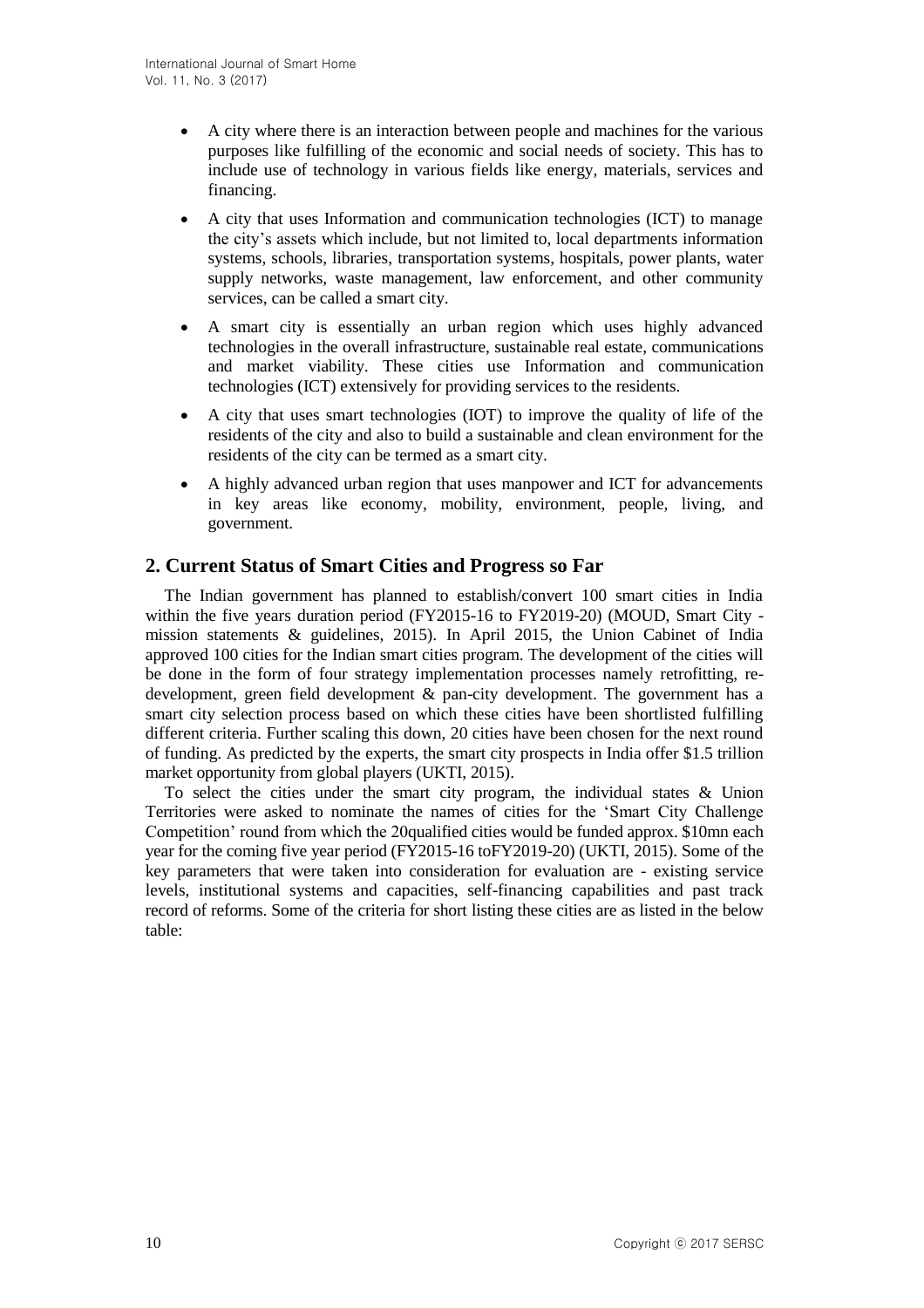- A city where there is an interaction between people and machines for the various purposes like fulfilling of the economic and social needs of society. This has to include use of technology in various fields like energy, materials, services and financing.
- A city that uses Information and communication technologies (ICT) to manage the city's assets which include, but not limited to, local departments information systems, schools, libraries, transportation systems, hospitals, power plants, water supply networks, waste management, law enforcement, and other community services, can be called a smart city.
- A smart city is essentially an urban region which uses highly advanced technologies in the overall infrastructure, sustainable real estate, communications and market viability. These cities use Information and communication technologies (ICT) extensively for providing services to the residents.
- A city that uses smart technologies (IOT) to improve the quality of life of the residents of the city and also to build a sustainable and clean environment for the residents of the city can be termed as a smart city.
- A highly advanced urban region that uses manpower and ICT for advancements in key areas like economy, mobility, environment, people, living, and government.

## 2. Current Status of Smart Cities and Progress so Far

The Indian government has planned to establish/convert 100 smart cities in India within the five years duration period (FY2015-16 to FY2019-20) (MOUD, Smart City - mission statements & guidelines, 2015). In April 2015, the Union Cabinet of India approved 100 cities for the Indian smart cities program. The development of the cities will be done in the form of four strategy implementation processes namely retrofitting, re-development, green field development & pan-city development. The government has a smart city selection process based on which these cities have been shortlisted fulfilling different criteria. Further scaling this down, 20 cities have been chosen for the next round of funding. As predicted by the experts, the smart city prospects in India offer $1.5 trillion market opportunity from global players (UKTI, 2015).

To select the cities under the smart city program, the individual states & Union Territories were asked to nominate the names of cities for the 'Smart City Challenge Competition' round from which the 20qualified cities would be funded approx. $10mn each year for the coming five year period (FY2015-16 toFY2019-20) (UKTI, 2015). Some of the key parameters that were taken into consideration for evaluation are - existing service levels, institutional systems and capacities, self-financing capabilities and past track record of reforms. Some of the criteria for short listing these cities are as listed in the below table: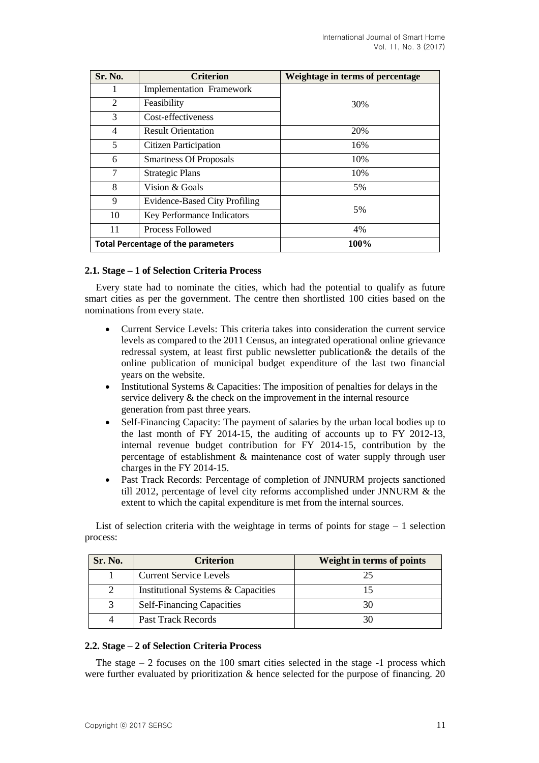| Sr. No. | Criterion | Weightage in terms of percentage |
|---|---|---|
| 1 | Implementation Framework | 30% |
| 2 | Feasibility | |
| 3 | Cost-effectiveness | |
| 4 | Result Orientation | 20% |
| 5 | Citizen Participation | 16% |
| 6 | Smartness Of Proposals | 10% |
| 7 | Strategic Plans | 10% |
| 8 | Vision & Goals | 5% |
| 9 | Evidence-Based City Profiling | 5% |
| 10 | Key Performance Indicators | |
| 11 | Process Followed | 4% |
| **Total Percentage of the parameters** | | **100%** |

### 2.1. Stage – 1 of Selection Criteria Process

Every state had to nominate the cities, which had the potential to qualify as future smart cities as per the government. The centre then shortlisted 100 cities based on the nominations from every state.

- Current Service Levels: This criteria takes into consideration the current service levels as compared to the 2011 Census, an integrated operational online grievance redressal system, at least first public newsletter publication& the details of the online publication of municipal budget expenditure of the last two financial years on the website.
- Institutional Systems & Capacities: The imposition of penalties for delays in the service delivery & the check on the improvement in the internal resource generation from past three years.
- Self-Financing Capacity: The payment of salaries by the urban local bodies up to the last month of FY 2014-15, the auditing of accounts up to FY 2012-13, internal revenue budget contribution for FY 2014-15, contribution by the percentage of establishment & maintenance cost of water supply through user charges in the FY 2014-15.
- Past Track Records: Percentage of completion of JNNURM projects sanctioned till 2012, percentage of level city reforms accomplished under JNNURM & the extent to which the capital expenditure is met from the internal sources.

List of selection criteria with the weightage in terms of points for stage – 1 selection process:

| Sr. No. | Criterion | Weight in terms of points |
|---|---|---|
| 1 | Current Service Levels | 25 |
| 2 | Institutional Systems & Capacities | 15 |
| 3 | Self-Financing Capacities | 30 |
| 4 | Past Track Records | 30 |

### 2.2. Stage – 2 of Selection Criteria Process

The stage – 2 focuses on the 100 smart cities selected in the stage -1 process which were further evaluated by prioritization & hence selected for the purpose of financing. 20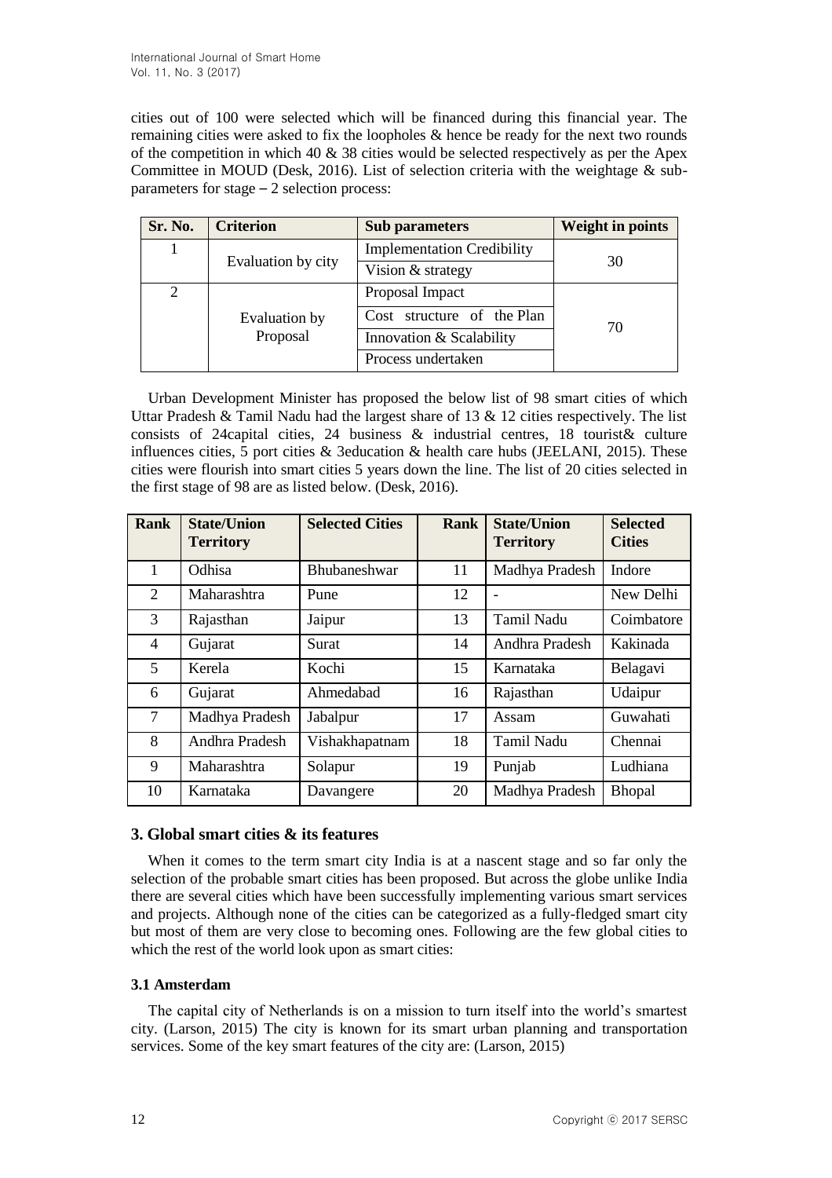cities out of 100 were selected which will be financed during this financial year. The remaining cities were asked to fix the loopholes & hence be ready for the next two rounds of the competition in which 40 & 38 cities would be selected respectively as per the Apex Committee in MOUD (Desk, 2016). List of selection criteria with the weightage & sub-parameters for stage – 2 selection process:

| Sr. No. | Criterion | Sub parameters | Weight in points |
|---|---|---|---|
| 1 | Evaluation by city | Implementation Credibility | 30 |
| | | Vision & strategy | |
| 2 | Evaluation by Proposal | Proposal Impact | 70 |
| | | Cost structure of the Plan | |
| | | Innovation & Scalability | |
| | | Process undertaken | |

Urban Development Minister has proposed the below list of 98 smart cities of which Uttar Pradesh & Tamil Nadu had the largest share of 13 & 12 cities respectively. The list consists of 24capital cities, 24 business & industrial centres, 18 tourist& culture influences cities, 5 port cities & 3education & health care hubs (JEELANI, 2015). These cities were flourish into smart cities 5 years down the line. The list of 20 cities selected in the first stage of 98 are as listed below. (Desk, 2016).

| Rank | State/Union Territory | Selected Cities | Rank | State/Union Territory | Selected Cities |
|---|---|---|---|---|---|
| 1 | Odhisa | Bhubaneshwar | 11 | Madhya Pradesh | Indore |
| 2 | Maharashtra | Pune | 12 | - | New Delhi |
| 3 | Rajasthan | Jaipur | 13 | Tamil Nadu | Coimbatore |
| 4 | Gujarat | Surat | 14 | Andhra Pradesh | Kakinada |
| 5 | Kerela | Kochi | 15 | Karnataka | Belagavi |
| 6 | Gujarat | Ahmedabad | 16 | Rajasthan | Udaipur |
| 7 | Madhya Pradesh | Jabalpur | 17 | Assam | Guwahati |
| 8 | Andhra Pradesh | Vishakhapatnam | 18 | Tamil Nadu | Chennai |
| 9 | Maharashtra | Solapur | 19 | Punjab | Ludhiana |
| 10 | Karnataka | Davangere | 20 | Madhya Pradesh | Bhopal |

## 3. Global smart cities & its features

When it comes to the term smart city India is at a nascent stage and so far only the selection of the probable smart cities has been proposed. But across the globe unlike India there are several cities which have been successfully implementing various smart services and projects. Although none of the cities can be categorized as a fully-fledged smart city but most of them are very close to becoming ones. Following are the few global cities to which the rest of the world look upon as smart cities:

### 3.1 Amsterdam

The capital city of Netherlands is on a mission to turn itself into the world's smartest city. (Larson, 2015) The city is known for its smart urban planning and transportation services. Some of the key smart features of the city are: (Larson, 2015)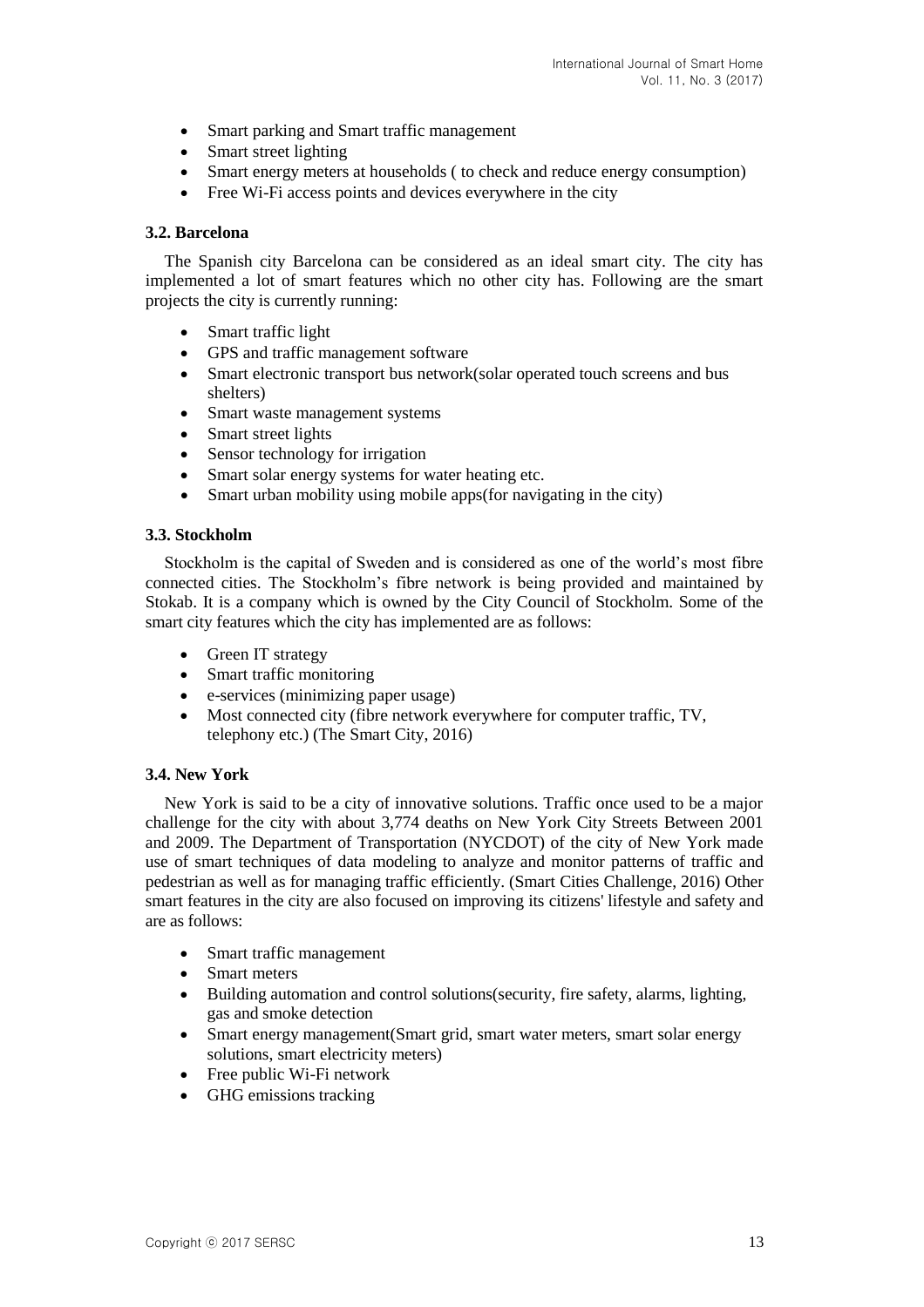- Smart parking and Smart traffic management
- Smart street lighting
- Smart energy meters at households ( to check and reduce energy consumption)
- Free Wi-Fi access points and devices everywhere in the city

### 3.2. Barcelona

The Spanish city Barcelona can be considered as an ideal smart city. The city has implemented a lot of smart features which no other city has. Following are the smart projects the city is currently running:

- Smart traffic light
- GPS and traffic management software
- Smart electronic transport bus network(solar operated touch screens and bus shelters)
- Smart waste management systems
- Smart street lights
- Sensor technology for irrigation
- Smart solar energy systems for water heating etc.
- Smart urban mobility using mobile apps(for navigating in the city)

### 3.3. Stockholm

Stockholm is the capital of Sweden and is considered as one of the world's most fibre connected cities. The Stockholm's fibre network is being provided and maintained by Stokab. It is a company which is owned by the City Council of Stockholm. Some of the smart city features which the city has implemented are as follows:

- Green IT strategy
- Smart traffic monitoring
- e-services (minimizing paper usage)
- Most connected city (fibre network everywhere for computer traffic, TV, telephony etc.) (The Smart City, 2016)

### 3.4. New York

New York is said to be a city of innovative solutions. Traffic once used to be a major challenge for the city with about 3,774 deaths on New York City Streets Between 2001 and 2009. The Department of Transportation (NYCDOT) of the city of New York made use of smart techniques of data modeling to analyze and monitor patterns of traffic and pedestrian as well as for managing traffic efficiently. (Smart Cities Challenge, 2016) Other smart features in the city are also focused on improving its citizens' lifestyle and safety and are as follows:

- Smart traffic management
- Smart meters
- Building automation and control solutions(security, fire safety, alarms, lighting, gas and smoke detection
- Smart energy management(Smart grid, smart water meters, smart solar energy solutions, smart electricity meters)
- Free public Wi-Fi network
- GHG emissions tracking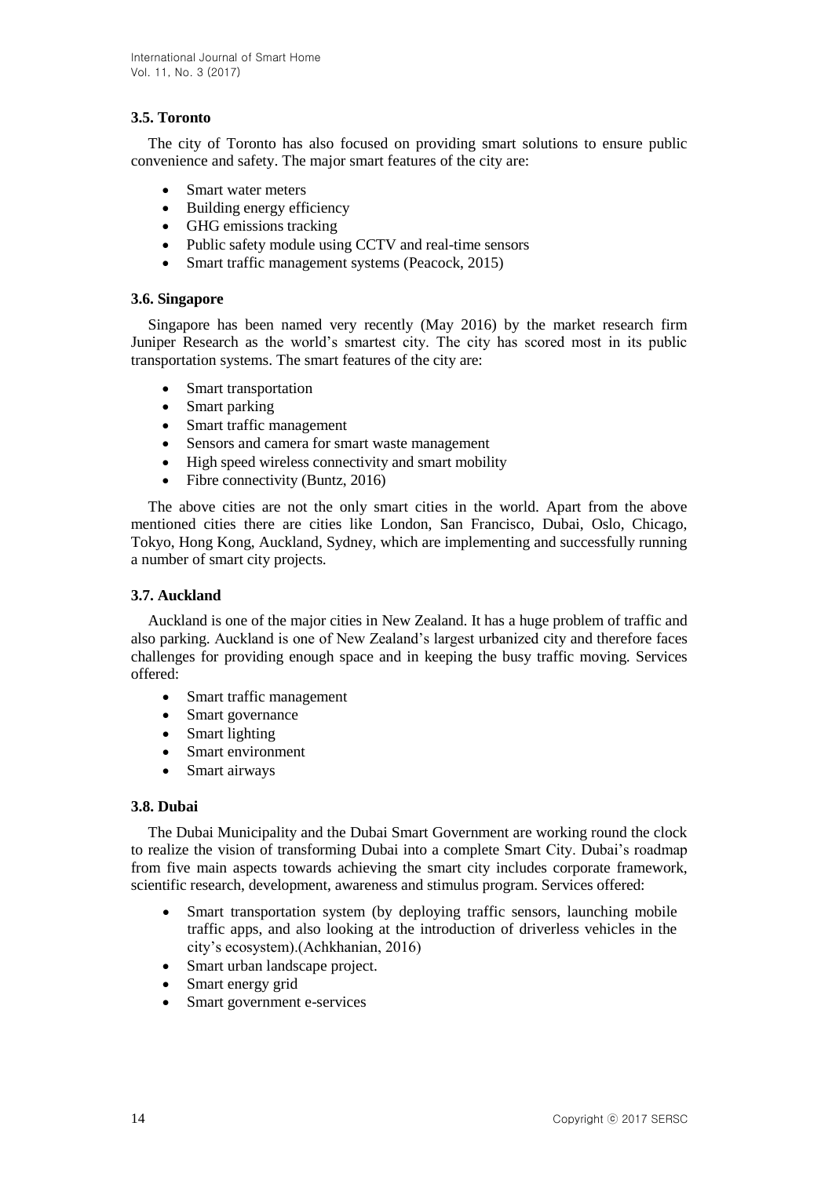### 3.5. Toronto

The city of Toronto has also focused on providing smart solutions to ensure public convenience and safety. The major smart features of the city are:

- Smart water meters
- Building energy efficiency
- GHG emissions tracking
- Public safety module using CCTV and real-time sensors
- Smart traffic management systems (Peacock, 2015)

### 3.6. Singapore

Singapore has been named very recently (May 2016) by the market research firm Juniper Research as the world's smartest city. The city has scored most in its public transportation systems. The smart features of the city are:

- Smart transportation
- Smart parking
- Smart traffic management
- Sensors and camera for smart waste management
- High speed wireless connectivity and smart mobility
- Fibre connectivity (Buntz, 2016)

The above cities are not the only smart cities in the world. Apart from the above mentioned cities there are cities like London, San Francisco, Dubai, Oslo, Chicago, Tokyo, Hong Kong, Auckland, Sydney, which are implementing and successfully running a number of smart city projects.

### 3.7. Auckland

Auckland is one of the major cities in New Zealand. It has a huge problem of traffic and also parking. Auckland is one of New Zealand's largest urbanized city and therefore faces challenges for providing enough space and in keeping the busy traffic moving. Services offered:

- Smart traffic management
- Smart governance
- Smart lighting
- Smart environment
- Smart airways

### 3.8. Dubai

The Dubai Municipality and the Dubai Smart Government are working round the clock to realize the vision of transforming Dubai into a complete Smart City. Dubai's roadmap from five main aspects towards achieving the smart city includes corporate framework, scientific research, development, awareness and stimulus program. Services offered:

- Smart transportation system (by deploying traffic sensors, launching mobile traffic apps, and also looking at the introduction of driverless vehicles in the city's ecosystem).(Achkhanian, 2016)
- Smart urban landscape project.
- Smart energy grid
- Smart government e-services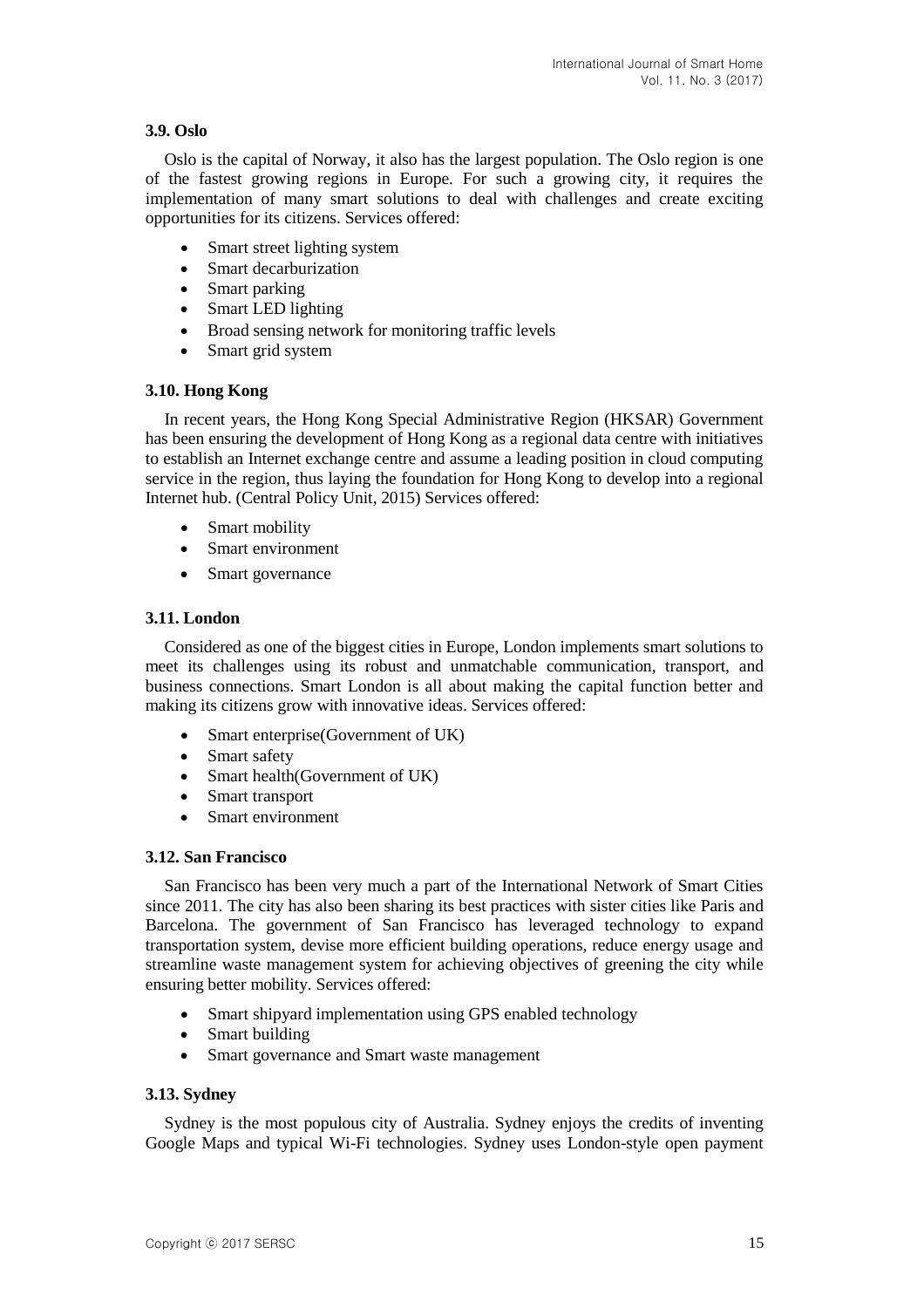### 3.9. Oslo

Oslo is the capital of Norway, it also has the largest population. The Oslo region is one of the fastest growing regions in Europe. For such a growing city, it requires the implementation of many smart solutions to deal with challenges and create exciting opportunities for its citizens. Services offered:

- Smart street lighting system
- Smart decarburization
- Smart parking
- Smart LED lighting
- Broad sensing network for monitoring traffic levels
- Smart grid system

### 3.10. Hong Kong

In recent years, the Hong Kong Special Administrative Region (HKSAR) Government has been ensuring the development of Hong Kong as a regional data centre with initiatives to establish an Internet exchange centre and assume a leading position in cloud computing service in the region, thus laying the foundation for Hong Kong to develop into a regional Internet hub. (Central Policy Unit, 2015) Services offered:

- Smart mobility
- Smart environment
- Smart governance

### 3.11. London

Considered as one of the biggest cities in Europe, London implements smart solutions to meet its challenges using its robust and unmatchable communication, transport, and business connections. Smart London is all about making the capital function better and making its citizens grow with innovative ideas. Services offered:

- Smart enterprise(Government of UK)
- Smart safety
- Smart health(Government of UK)
- Smart transport
- Smart environment

### 3.12. San Francisco

San Francisco has been very much a part of the International Network of Smart Cities since 2011. The city has also been sharing its best practices with sister cities like Paris and Barcelona. The government of San Francisco has leveraged technology to expand transportation system, devise more efficient building operations, reduce energy usage and streamline waste management system for achieving objectives of greening the city while ensuring better mobility. Services offered:

- Smart shipyard implementation using GPS enabled technology
- Smart building
- Smart governance and Smart waste management

### 3.13. Sydney

Sydney is the most populous city of Australia. Sydney enjoys the credits of inventing Google Maps and typical Wi-Fi technologies. Sydney uses London-style open payment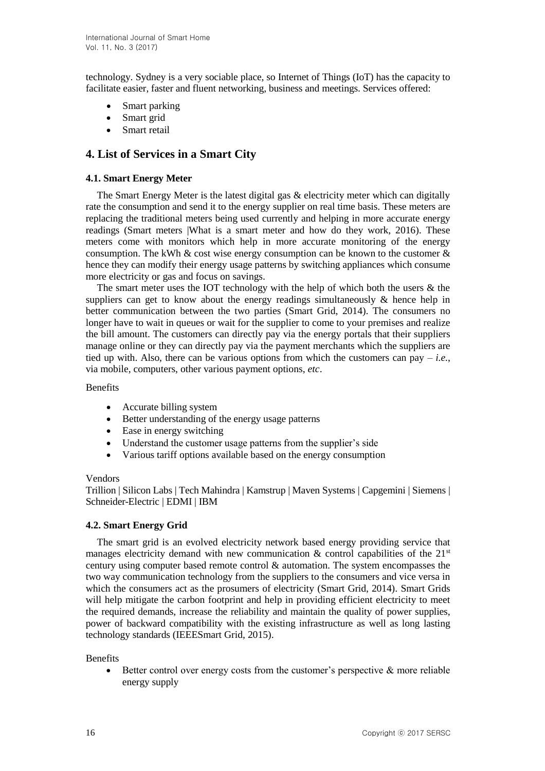technology. Sydney is a very sociable place, so Internet of Things (IoT) has the capacity to facilitate easier, faster and fluent networking, business and meetings. Services offered:

- Smart parking
- Smart grid
- Smart retail

## 4. List of Services in a Smart City

### 4.1. Smart Energy Meter

The Smart Energy Meter is the latest digital gas & electricity meter which can digitally rate the consumption and send it to the energy supplier on real time basis. These meters are replacing the traditional meters being used currently and helping in more accurate energy readings (Smart meters |What is a smart meter and how do they work, 2016). These meters come with monitors which help in more accurate monitoring of the energy consumption. The kWh & cost wise energy consumption can be known to the customer & hence they can modify their energy usage patterns by switching appliances which consume more electricity or gas and focus on savings.

The smart meter uses the IOT technology with the help of which both the users & the suppliers can get to know about the energy readings simultaneously & hence help in better communication between the two parties (Smart Grid, 2014). The consumers no longer have to wait in queues or wait for the supplier to come to your premises and realize the bill amount. The customers can directly pay via the energy portals that their suppliers manage online or they can directly pay via the payment merchants which the suppliers are tied up with. Also, there can be various options from which the customers can pay – *i.e.*, via mobile, computers, other various payment options, *etc*.

Benefits

- Accurate billing system
- Better understanding of the energy usage patterns
- Ease in energy switching
- Understand the customer usage patterns from the supplier's side
- Various tariff options available based on the energy consumption

Vendors
Trillion | Silicon Labs | Tech Mahindra | Kamstrup | Maven Systems | Capgemini | Siemens | Schneider-Electric | EDMI | IBM

### 4.2. Smart Energy Grid

The smart grid is an evolved electricity network based energy providing service that manages electricity demand with new communication & control capabilities of the 21st century using computer based remote control & automation. The system encompasses the two way communication technology from the suppliers to the consumers and vice versa in which the consumers act as the prosumers of electricity (Smart Grid, 2014). Smart Grids will help mitigate the carbon footprint and help in providing efficient electricity to meet the required demands, increase the reliability and maintain the quality of power supplies, power of backward compatibility with the existing infrastructure as well as long lasting technology standards (IEEESmart Grid, 2015).

Benefits

- Better control over energy costs from the customer's perspective & more reliable energy supply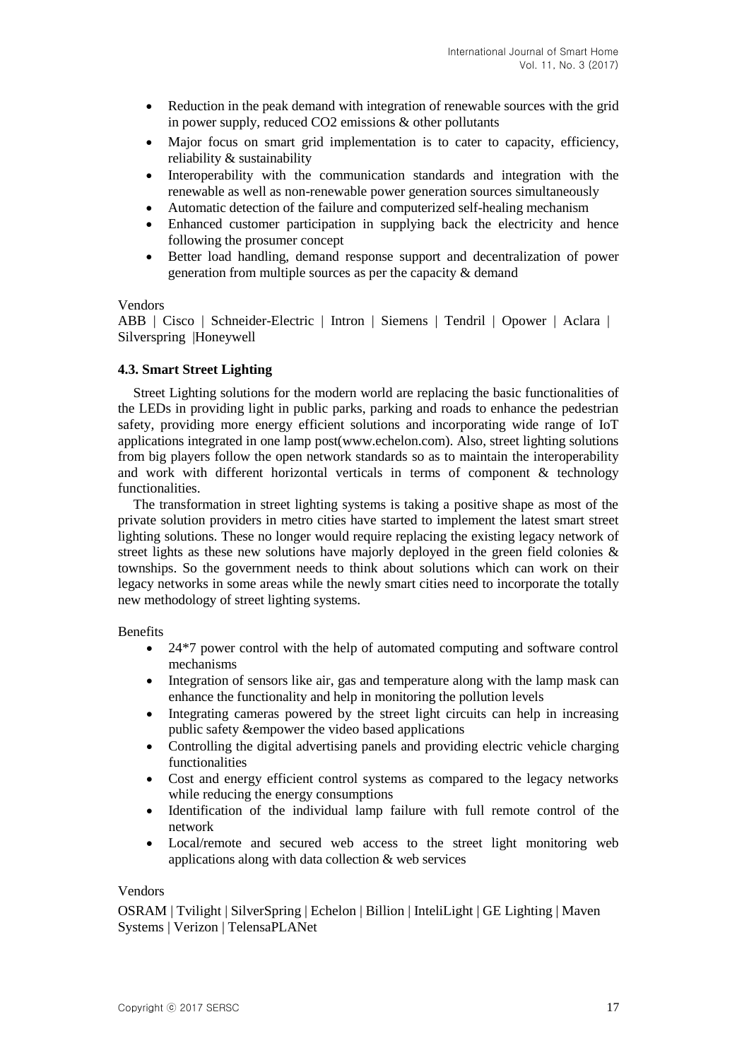- Reduction in the peak demand with integration of renewable sources with the grid in power supply, reduced $CO_2$ emissions & other pollutants
- Major focus on smart grid implementation is to cater to capacity, efficiency, reliability & sustainability
- Interoperability with the communication standards and integration with the renewable as well as non-renewable power generation sources simultaneously
- Automatic detection of the failure and computerized self-healing mechanism
- Enhanced customer participation in supplying back the electricity and hence following the prosumer concept
- Better load handling, demand response support and decentralization of power generation from multiple sources as per the capacity & demand

Vendors

ABB | Cisco | Schneider-Electric | Intron | Siemens | Tendril | Opower | Aclara | Silverspring |Honeywell

### 4.3. Smart Street Lighting

Street Lighting solutions for the modern world are replacing the basic functionalities of the LEDs in providing light in public parks, parking and roads to enhance the pedestrian safety, providing more energy efficient solutions and incorporating wide range of IoT applications integrated in one lamp post(www.echelon.com). Also, street lighting solutions from big players follow the open network standards so as to maintain the interoperability and work with different horizontal verticals in terms of component & technology functionalities.

The transformation in street lighting systems is taking a positive shape as most of the private solution providers in metro cities have started to implement the latest smart street lighting solutions. These no longer would require replacing the existing legacy network of street lights as these new solutions have majorly deployed in the green field colonies & townships. So the government needs to think about solutions which can work on their legacy networks in some areas while the newly smart cities need to incorporate the totally new methodology of street lighting systems.

Benefits

- 24*7 power control with the help of automated computing and software control mechanisms
- Integration of sensors like air, gas and temperature along with the lamp mask can enhance the functionality and help in monitoring the pollution levels
- Integrating cameras powered by the street light circuits can help in increasing public safety &empower the video based applications
- Controlling the digital advertising panels and providing electric vehicle charging functionalities
- Cost and energy efficient control systems as compared to the legacy networks while reducing the energy consumptions
- Identification of the individual lamp failure with full remote control of the network
- Local/remote and secured web access to the street light monitoring web applications along with data collection & web services

Vendors

OSRAM | Tvilight | SilverSpring | Echelon | Billion | InteliLight | GE Lighting | Maven Systems | Verizon | TelensaPLANet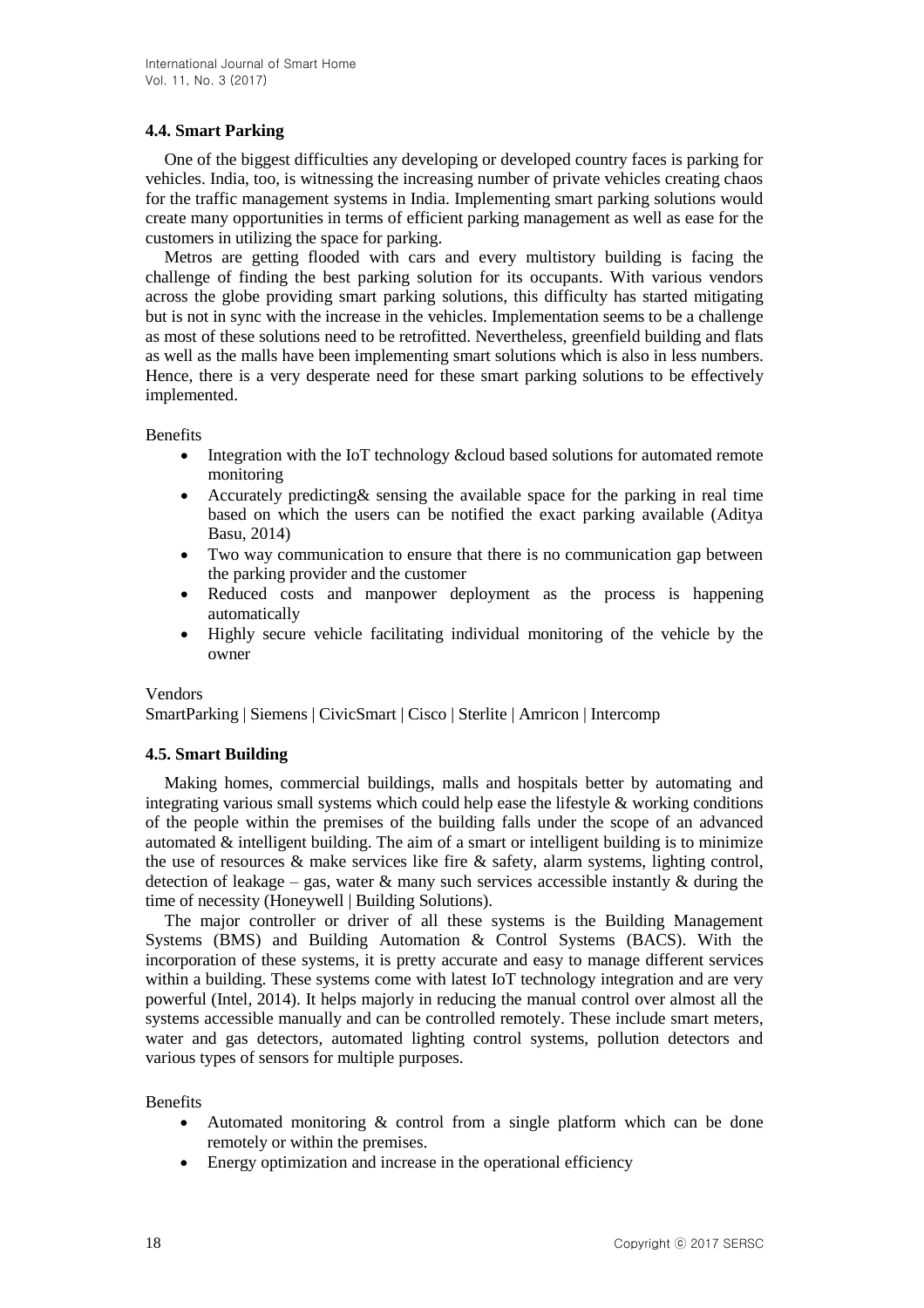### 4.4. Smart Parking

One of the biggest difficulties any developing or developed country faces is parking for vehicles. India, too, is witnessing the increasing number of private vehicles creating chaos for the traffic management systems in India. Implementing smart parking solutions would create many opportunities in terms of efficient parking management as well as ease for the customers in utilizing the space for parking.

Metros are getting flooded with cars and every multistory building is facing the challenge of finding the best parking solution for its occupants. With various vendors across the globe providing smart parking solutions, this difficulty has started mitigating but is not in sync with the increase in the vehicles. Implementation seems to be a challenge as most of these solutions need to be retrofitted. Nevertheless, greenfield building and flats as well as the malls have been implementing smart solutions which is also in less numbers. Hence, there is a very desperate need for these smart parking solutions to be effectively implemented.

Benefits

- Integration with the IoT technology &cloud based solutions for automated remote monitoring
- Accurately predicting& sensing the available space for the parking in real time based on which the users can be notified the exact parking available (Aditya Basu, 2014)
- Two way communication to ensure that there is no communication gap between the parking provider and the customer
- Reduced costs and manpower deployment as the process is happening automatically
- Highly secure vehicle facilitating individual monitoring of the vehicle by the owner

Vendors

SmartParking | Siemens | CivicSmart | Cisco | Sterlite | Amricon | Intercomp

### 4.5. Smart Building

Making homes, commercial buildings, malls and hospitals better by automating and integrating various small systems which could help ease the lifestyle & working conditions of the people within the premises of the building falls under the scope of an advanced automated & intelligent building. The aim of a smart or intelligent building is to minimize the use of resources & make services like fire & safety, alarm systems, lighting control, detection of leakage – gas, water & many such services accessible instantly & during the time of necessity (Honeywell | Building Solutions).

The major controller or driver of all these systems is the Building Management Systems (BMS) and Building Automation & Control Systems (BACS). With the incorporation of these systems, it is pretty accurate and easy to manage different services within a building. These systems come with latest IoT technology integration and are very powerful (Intel, 2014). It helps majorly in reducing the manual control over almost all the systems accessible manually and can be controlled remotely. These include smart meters, water and gas detectors, automated lighting control systems, pollution detectors and various types of sensors for multiple purposes.

Benefits

- Automated monitoring & control from a single platform which can be done remotely or within the premises.
- Energy optimization and increase in the operational efficiency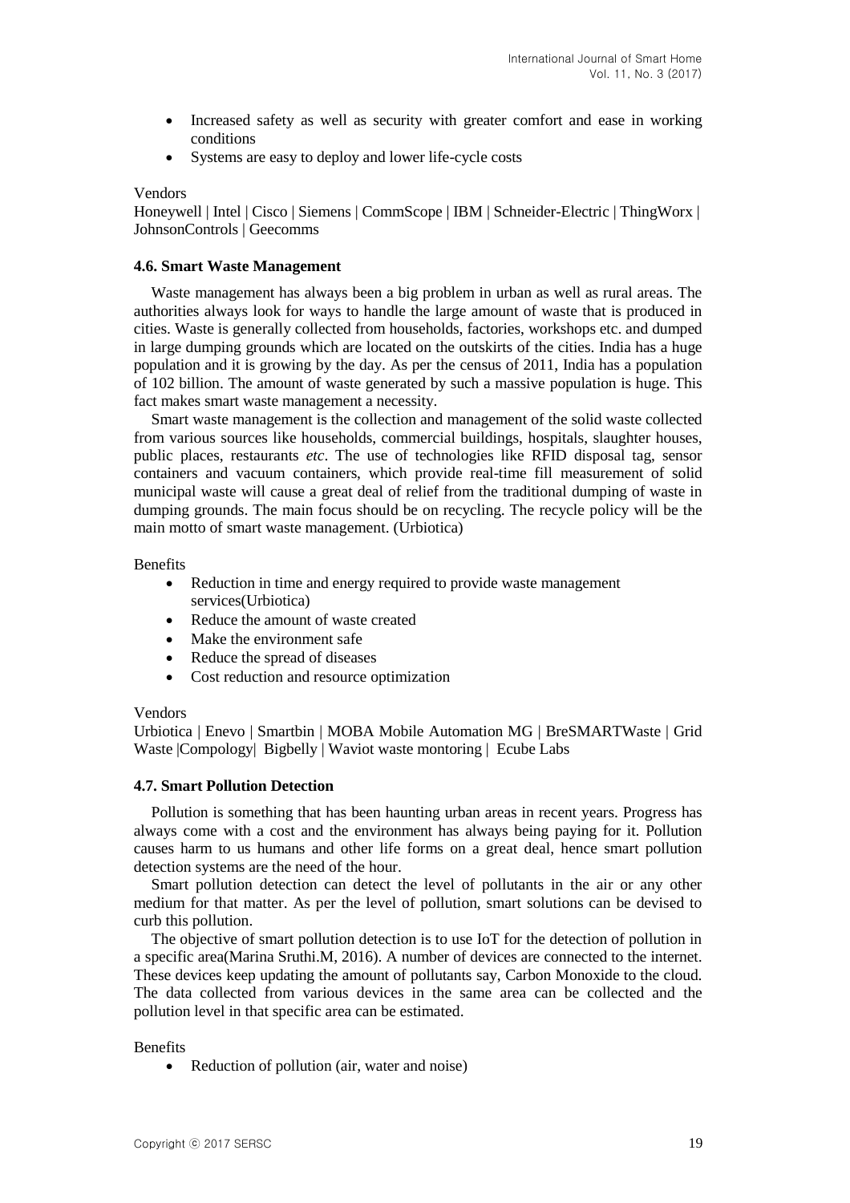- Increased safety as well as security with greater comfort and ease in working conditions
- Systems are easy to deploy and lower life-cycle costs

Vendors

Honeywell | Intel | Cisco | Siemens | CommScope | IBM | Schneider-Electric | ThingWorx | JohnsonControls | Geecomms

#### 4.6. Smart Waste Management

Waste management has always been a big problem in urban as well as rural areas. The authorities always look for ways to handle the large amount of waste that is produced in cities. Waste is generally collected from households, factories, workshops etc. and dumped in large dumping grounds which are located on the outskirts of the cities. India has a huge population and it is growing by the day. As per the census of 2011, India has a population of 102 billion. The amount of waste generated by such a massive population is huge. This fact makes smart waste management a necessity.

Smart waste management is the collection and management of the solid waste collected from various sources like households, commercial buildings, hospitals, slaughter houses, public places, restaurants *etc*. The use of technologies like RFID disposal tag, sensor containers and vacuum containers, which provide real-time fill measurement of solid municipal waste will cause a great deal of relief from the traditional dumping of waste in dumping grounds. The main focus should be on recycling. The recycle policy will be the main motto of smart waste management. (Urbiotica)

Benefits

- Reduction in time and energy required to provide waste management services(Urbiotica)
- Reduce the amount of waste created
- Make the environment safe
- Reduce the spread of diseases
- Cost reduction and resource optimization

Vendors

Urbiotica | Enevo | Smartbin | MOBA Mobile Automation MG | BreSMARTWaste | Grid Waste |Compology| Bigbelly | Waviot waste montoring | Ecube Labs

#### 4.7. Smart Pollution Detection

Pollution is something that has been haunting urban areas in recent years. Progress has always come with a cost and the environment has always being paying for it. Pollution causes harm to us humans and other life forms on a great deal, hence smart pollution detection systems are the need of the hour.

Smart pollution detection can detect the level of pollutants in the air or any other medium for that matter. As per the level of pollution, smart solutions can be devised to curb this pollution.

The objective of smart pollution detection is to use IoT for the detection of pollution in a specific area(Marina Sruthi.M, 2016). A number of devices are connected to the internet. These devices keep updating the amount of pollutants say, Carbon Monoxide to the cloud. The data collected from various devices in the same area can be collected and the pollution level in that specific area can be estimated.

Benefits

- Reduction of pollution (air, water and noise)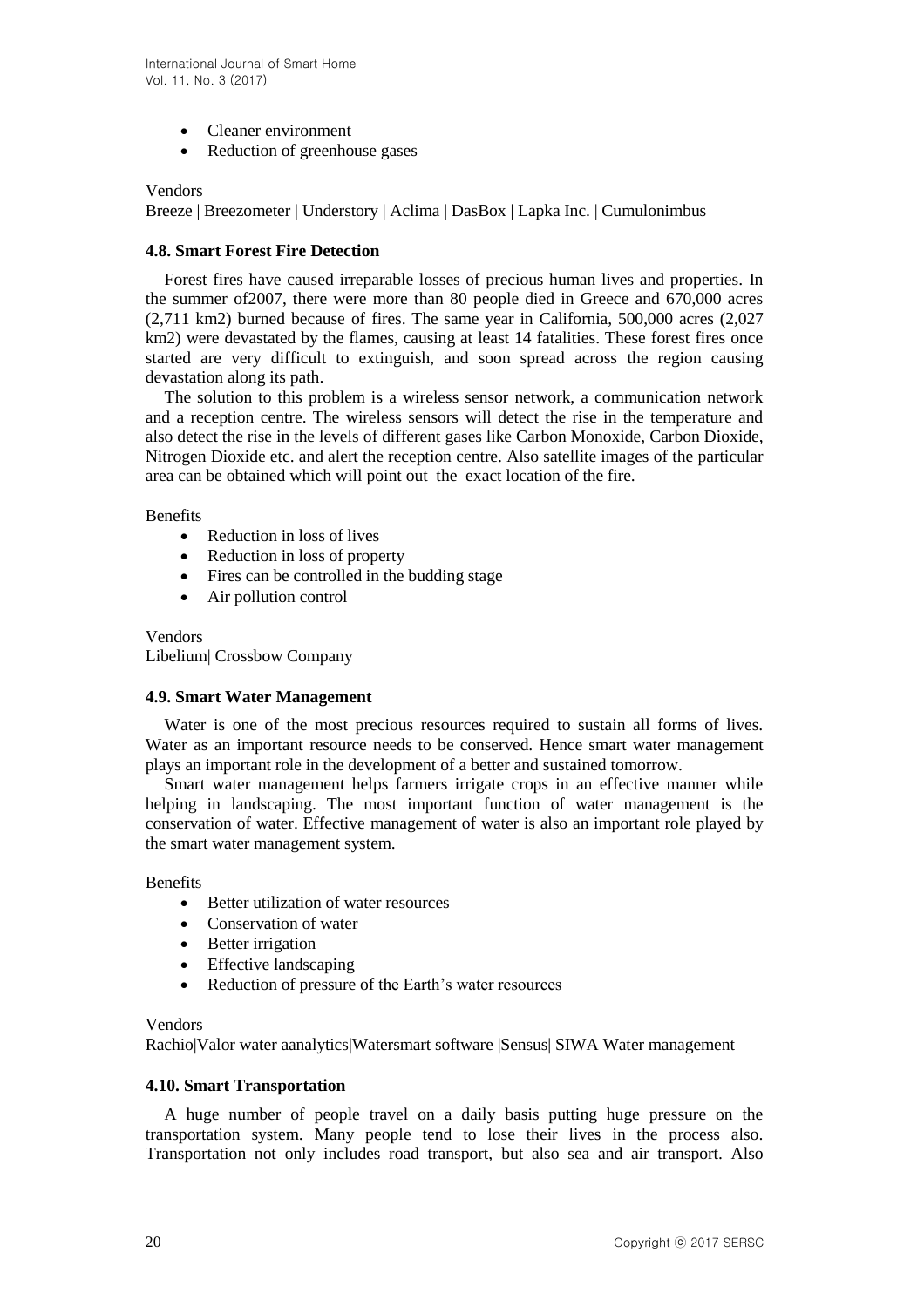- Cleaner environment
- Reduction of greenhouse gases

Vendors

Breeze | Breezometer | Understory | Aclima | DasBox | Lapka Inc. | Cumulonimbus

### 4.8. Smart Forest Fire Detection

Forest fires have caused irreparable losses of precious human lives and properties. In the summer of2007, there were more than 80 people died in Greece and 670,000 acres (2,711 km2) burned because of fires. The same year in California, 500,000 acres (2,027 km2) were devastated by the flames, causing at least 14 fatalities. These forest fires once started are very difficult to extinguish, and soon spread across the region causing devastation along its path.

The solution to this problem is a wireless sensor network, a communication network and a reception centre. The wireless sensors will detect the rise in the temperature and also detect the rise in the levels of different gases like Carbon Monoxide, Carbon Dioxide, Nitrogen Dioxide etc. and alert the reception centre. Also satellite images of the particular area can be obtained which will point out the exact location of the fire.

Benefits

- Reduction in loss of lives
- Reduction in loss of property
- Fires can be controlled in the budding stage
- Air pollution control

Vendors

Libelium| Crossbow Company

### 4.9. Smart Water Management

Water is one of the most precious resources required to sustain all forms of lives. Water as an important resource needs to be conserved. Hence smart water management plays an important role in the development of a better and sustained tomorrow.

Smart water management helps farmers irrigate crops in an effective manner while helping in landscaping. The most important function of water management is the conservation of water. Effective management of water is also an important role played by the smart water management system.

Benefits

- Better utilization of water resources
- Conservation of water
- Better irrigation
- Effective landscaping
- Reduction of pressure of the Earth's water resources

Vendors

Rachio|Valor water aanalytics|Watersmart software |Sensus| SIWA Water management

### 4.10. Smart Transportation

A huge number of people travel on a daily basis putting huge pressure on the transportation system. Many people tend to lose their lives in the process also. Transportation not only includes road transport, but also sea and air transport. Also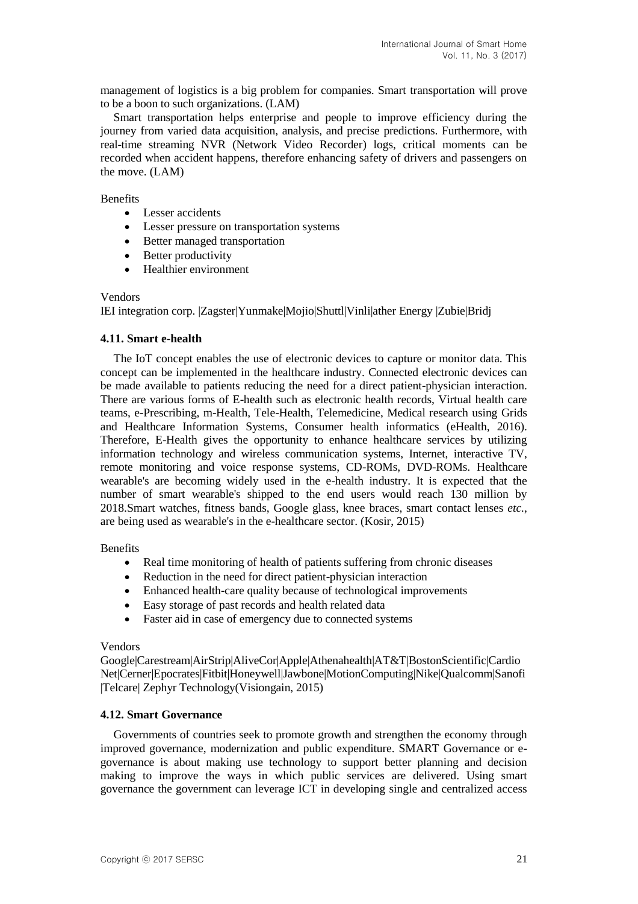management of logistics is a big problem for companies. Smart transportation will prove to be a boon to such organizations. (LAM)

Smart transportation helps enterprise and people to improve efficiency during the journey from varied data acquisition, analysis, and precise predictions. Furthermore, with real-time streaming NVR (Network Video Recorder) logs, critical moments can be recorded when accident happens, therefore enhancing safety of drivers and passengers on the move. (LAM)

Benefits

- Lesser accidents
- Lesser pressure on transportation systems
- Better managed transportation
- Better productivity
- Healthier environment

Vendors

IEI integration corp. |Zagster|Yunmake|Mojio|Shuttl|Vinli|ather Energy |Zubie|Bridj

### 4.11. Smart e-health

The IoT concept enables the use of electronic devices to capture or monitor data. This concept can be implemented in the healthcare industry. Connected electronic devices can be made available to patients reducing the need for a direct patient-physician interaction. There are various forms of E-health such as electronic health records, Virtual health care teams, e-Prescribing, m-Health, Tele-Health, Telemedicine, Medical research using Grids and Healthcare Information Systems, Consumer health informatics (eHealth, 2016). Therefore, E-Health gives the opportunity to enhance healthcare services by utilizing information technology and wireless communication systems, Internet, interactive TV, remote monitoring and voice response systems, CD-ROMs, DVD-ROMs. Healthcare wearable's are becoming widely used in the e-health industry. It is expected that the number of smart wearable's shipped to the end users would reach 130 million by 2018.Smart watches, fitness bands, Google glass, knee braces, smart contact lenses *etc.*, are being used as wearable's in the e-healthcare sector. (Kosir, 2015)

Benefits

- Real time monitoring of health of patients suffering from chronic diseases
- Reduction in the need for direct patient-physician interaction
- Enhanced health-care quality because of technological improvements
- Easy storage of past records and health related data
- Faster aid in case of emergency due to connected systems

Vendors

Google|Carestream|AirStrip|AliveCor|Apple|Athenahealth|AT&T|BostonScientific|CardioNet|Cerner|Epocrates|Fitbit|Honeywell|Jawbone|MotionComputing|Nike|Qualcomm|Sanofi|Telcare| Zephyr Technology(Visiongain, 2015)

### 4.12. Smart Governance

Governments of countries seek to promote growth and strengthen the economy through improved governance, modernization and public expenditure. SMART Governance or e-governance is about making use technology to support better planning and decision making to improve the ways in which public services are delivered. Using smart governance the government can leverage ICT in developing single and centralized access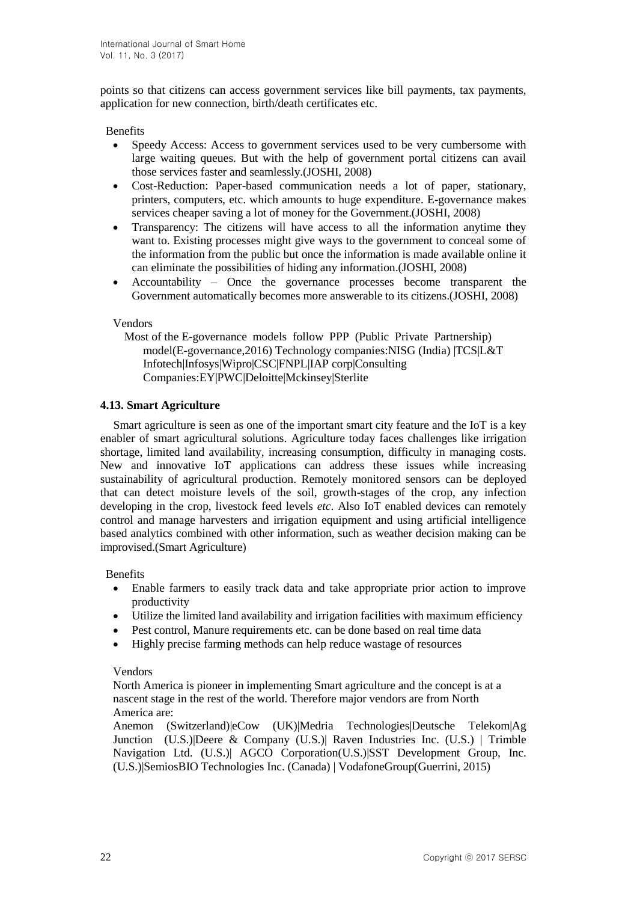points so that citizens can access government services like bill payments, tax payments, application for new connection, birth/death certificates etc.

Benefits

- Speedy Access: Access to government services used to be very cumbersome with large waiting queues. But with the help of government portal citizens can avail those services faster and seamlessly.(JOSHI, 2008)
- Cost-Reduction: Paper-based communication needs a lot of paper, stationary, printers, computers, etc. which amounts to huge expenditure. E-governance makes services cheaper saving a lot of money for the Government.(JOSHI, 2008)
- Transparency: The citizens will have access to all the information anytime they want to. Existing processes might give ways to the government to conceal some of the information from the public but once the information is made available online it can eliminate the possibilities of hiding any information.(JOSHI, 2008)
- Accountability – Once the governance processes become transparent the Government automatically becomes more answerable to its citizens.(JOSHI, 2008)

Vendors

Most of the E-governance models follow PPP (Public Private Partnership) model(E-governance,2016) Technology companies:NISG (India) |TCS|L&T Infotech|Infosys|Wipro|CSC|FNPL|IAP corp|Consulting Companies:EY|PWC|Deloitte|Mckinsey|Sterlite

### 4.13. Smart Agriculture

Smart agriculture is seen as one of the important smart city feature and the IoT is a key enabler of smart agricultural solutions. Agriculture today faces challenges like irrigation shortage, limited land availability, increasing consumption, difficulty in managing costs. New and innovative IoT applications can address these issues while increasing sustainability of agricultural production. Remotely monitored sensors can be deployed that can detect moisture levels of the soil, growth-stages of the crop, any infection developing in the crop, livestock feed levels *etc*. Also IoT enabled devices can remotely control and manage harvesters and irrigation equipment and using artificial intelligence based analytics combined with other information, such as weather decision making can be improvised.(Smart Agriculture)

Benefits

- Enable farmers to easily track data and take appropriate prior action to improve productivity
- Utilize the limited land availability and irrigation facilities with maximum efficiency
- Pest control, Manure requirements etc. can be done based on real time data
- Highly precise farming methods can help reduce wastage of resources

Vendors

North America is pioneer in implementing Smart agriculture and the concept is at a nascent stage in the rest of the world. Therefore major vendors are from North America are:

Anemon (Switzerland)|eCow (UK)|Medria Technologies|Deutsche Telekom|Ag Junction (U.S.)|Deere & Company (U.S.)| Raven Industries Inc. (U.S.) | Trimble Navigation Ltd. (U.S.)| AGCO Corporation(U.S.)|SST Development Group, Inc. (U.S.)|SemiosBIO Technologies Inc. (Canada) | VodafoneGroup(Guerrini, 2015)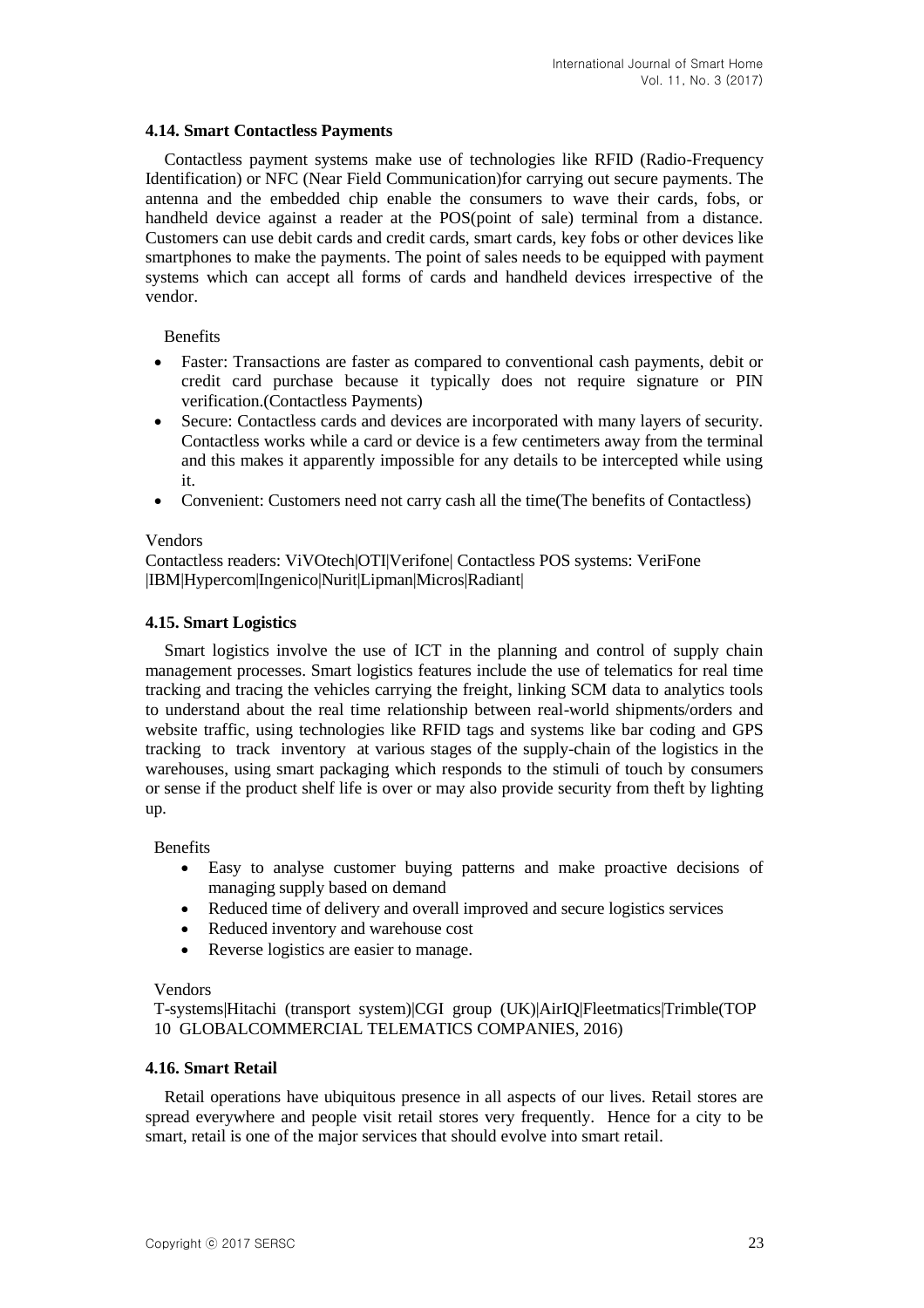### 4.14. Smart Contactless Payments

Contactless payment systems make use of technologies like RFID (Radio-Frequency Identification) or NFC (Near Field Communication)for carrying out secure payments. The antenna and the embedded chip enable the consumers to wave their cards, fobs, or handheld device against a reader at the POS(point of sale) terminal from a distance. Customers can use debit cards and credit cards, smart cards, key fobs or other devices like smartphones to make the payments. The point of sales needs to be equipped with payment systems which can accept all forms of cards and handheld devices irrespective of the vendor.

Benefits

- Faster: Transactions are faster as compared to conventional cash payments, debit or credit card purchase because it typically does not require signature or PIN verification.(Contactless Payments)
- Secure: Contactless cards and devices are incorporated with many layers of security. Contactless works while a card or device is a few centimeters away from the terminal and this makes it apparently impossible for any details to be intercepted while using it.
- Convenient: Customers need not carry cash all the time(The benefits of Contactless)

Vendors

Contactless readers: ViVOtech|OTI|Verifone| Contactless POS systems: VeriFone |IBM|Hypercom|Ingenico|Nurit|Lipman|Micros|Radiant|

### 4.15. Smart Logistics

Smart logistics involve the use of ICT in the planning and control of supply chain management processes. Smart logistics features include the use of telematics for real time tracking and tracing the vehicles carrying the freight, linking SCM data to analytics tools to understand about the real time relationship between real-world shipments/orders and website traffic, using technologies like RFID tags and systems like bar coding and GPS tracking to track inventory at various stages of the supply-chain of the logistics in the warehouses, using smart packaging which responds to the stimuli of touch by consumers or sense if the product shelf life is over or may also provide security from theft by lighting up.

Benefits

- Easy to analyse customer buying patterns and make proactive decisions of managing supply based on demand
- Reduced time of delivery and overall improved and secure logistics services
- Reduced inventory and warehouse cost
- Reverse logistics are easier to manage.

Vendors

T-systems|Hitachi (transport system)|CGI group (UK)|AirIQ|Fleetmatics|Trimble(TOP 10 GLOBALCOMMERCIAL TELEMATICS COMPANIES, 2016)

### 4.16. Smart Retail

Retail operations have ubiquitous presence in all aspects of our lives. Retail stores are spread everywhere and people visit retail stores very frequently. Hence for a city to be smart, retail is one of the major services that should evolve into smart retail.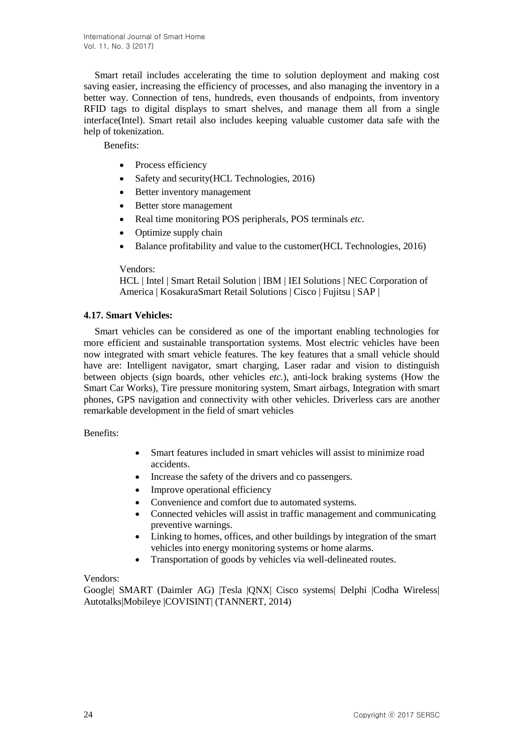Smart retail includes accelerating the time to solution deployment and making cost saving easier, increasing the efficiency of processes, and also managing the inventory in a better way. Connection of tens, hundreds, even thousands of endpoints, from inventory RFID tags to digital displays to smart shelves, and manage them all from a single interface(Intel). Smart retail also includes keeping valuable customer data safe with the help of tokenization.

Benefits:

- Process efficiency
- Safety and security(HCL Technologies, 2016)
- Better inventory management
- Better store management
- Real time monitoring POS peripherals, POS terminals *etc.*
- Optimize supply chain
- Balance profitability and value to the customer(HCL Technologies, 2016)

Vendors:
HCL | Intel | Smart Retail Solution | IBM | IEI Solutions | NEC Corporation of America | KosakuraSmart Retail Solutions | Cisco | Fujitsu | SAP |

### 4.17. Smart Vehicles:

Smart vehicles can be considered as one of the important enabling technologies for more efficient and sustainable transportation systems. Most electric vehicles have been now integrated with smart vehicle features. The key features that a small vehicle should have are: Intelligent navigator, smart charging, Laser radar and vision to distinguish between objects (sign boards, other vehicles *etc.*), anti-lock braking systems (How the Smart Car Works), Tire pressure monitoring system, Smart airbags, Integration with smart phones, GPS navigation and connectivity with other vehicles. Driverless cars are another remarkable development in the field of smart vehicles

Benefits:

- Smart features included in smart vehicles will assist to minimize road accidents.
- Increase the safety of the drivers and co passengers.
- Improve operational efficiency
- Convenience and comfort due to automated systems.
- Connected vehicles will assist in traffic management and communicating preventive warnings.
- Linking to homes, offices, and other buildings by integration of the smart vehicles into energy monitoring systems or home alarms.
- Transportation of goods by vehicles via well-delineated routes.

Vendors:
Google| SMART (Daimler AG) |Tesla |QNX| Cisco systems| Delphi |Codha Wireless| Autotalks|Mobileye |COVISINT| (TANNERT, 2014)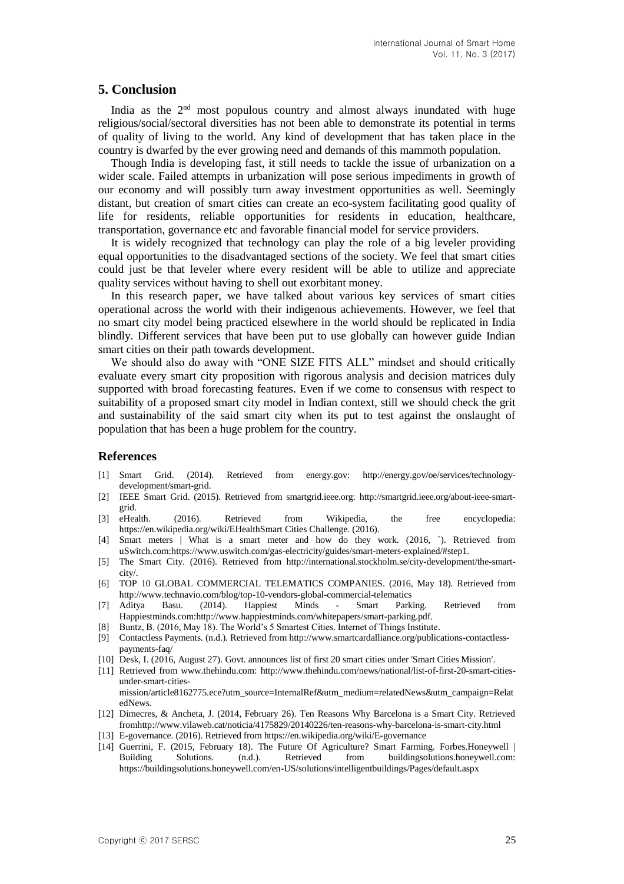## 5. Conclusion

India as the 2nd most populous country and almost always inundated with huge religious/social/sectoral diversities has not been able to demonstrate its potential in terms of quality of living to the world. Any kind of development that has taken place in the country is dwarfed by the ever growing need and demands of this mammoth population.

Though India is developing fast, it still needs to tackle the issue of urbanization on a wider scale. Failed attempts in urbanization will pose serious impediments in growth of our economy and will possibly turn away investment opportunities as well. Seemingly distant, but creation of smart cities can create an eco-system facilitating good quality of life for residents, reliable opportunities for residents in education, healthcare, transportation, governance etc and favorable financial model for service providers.

It is widely recognized that technology can play the role of a big leveler providing equal opportunities to the disadvantaged sections of the society. We feel that smart cities could just be that leveler where every resident will be able to utilize and appreciate quality services without having to shell out exorbitant money.

In this research paper, we have talked about various key services of smart cities operational across the world with their indigenous achievements. However, we feel that no smart city model being practiced elsewhere in the world should be replicated in India blindly. Different services that have been put to use globally can however guide Indian smart cities on their path towards development.

We should also do away with "ONE SIZE FITS ALL" mindset and should critically evaluate every smart city proposition with rigorous analysis and decision matrices duly supported with broad forecasting features. Even if we come to consensus with respect to suitability of a proposed smart city model in Indian context, still we should check the grit and sustainability of the said smart city when its put to test against the onslaught of population that has been a huge problem for the country.

## References

[1] Smart Grid. (2014). Retrieved from energy.gov: http://energy.gov/oe/services/technology-development/smart-grid.

[2] IEEE Smart Grid. (2015). Retrieved from smartgrid.ieee.org: http://smartgrid.ieee.org/about-ieee-smart-grid.

[3] eHealth. (2016). Retrieved from Wikipedia, the free encyclopedia: https://en.wikipedia.org/wiki/EHealthSmart Cities Challenge. (2016).

[4] Smart meters | What is a smart meter and how do they work. (2016, `). Retrieved from uSwitch.com:https://www.uswitch.com/gas-electricity/guides/smart-meters-explained/#step1.

[5] The Smart City. (2016). Retrieved from http://international.stockholm.se/city-development/the-smart-city/.

[6] TOP 10 GLOBAL COMMERCIAL TELEMATICS COMPANIES. (2016, May 18). Retrieved from http://www.technavio.com/blog/top-10-vendors-global-commercial-telematics

[7] Aditya Basu. (2014). Happiest Minds - Smart Parking. Retrieved from Happiestminds.com:http://www.happiestminds.com/whitepapers/smart-parking.pdf.

[8] Buntz, B. (2016, May 18). The World's 5 Smartest Cities. Internet of Things Institute.

[9] Contactless Payments. (n.d.). Retrieved from http://www.smartcardalliance.org/publications-contactless-payments-faq/

[10] Desk, I. (2016, August 27). Govt. announces list of first 20 smart cities under 'Smart Cities Mission'.

[11] Retrieved from www.thehindu.com: http://www.thehindu.com/news/national/list-of-first-20-smart-cities-under-smart-cities-mission/article8162775.ece?utm_source=InternalRef&utm_medium=relatedNews&utm_campaign=RelatedNews.

[12] Dimecres, & Ancheta, J. (2014, February 26). Ten Reasons Why Barcelona is a Smart City. Retrieved fromhttp://www.vilaweb.cat/noticia/4175829/20140226/ten-reasons-why-barcelona-is-smart-city.html

[13] E-governance. (2016). Retrieved from https://en.wikipedia.org/wiki/E-governance

[14] Guerrini, F. (2015, February 18). The Future Of Agriculture? Smart Farming. Forbes.Honeywell | Building Solutions. (n.d.). Retrieved from buildingsolutions.honeywell.com: https://buildingsolutions.honeywell.com/en-US/solutions/intelligentbuildings/Pages/default.aspx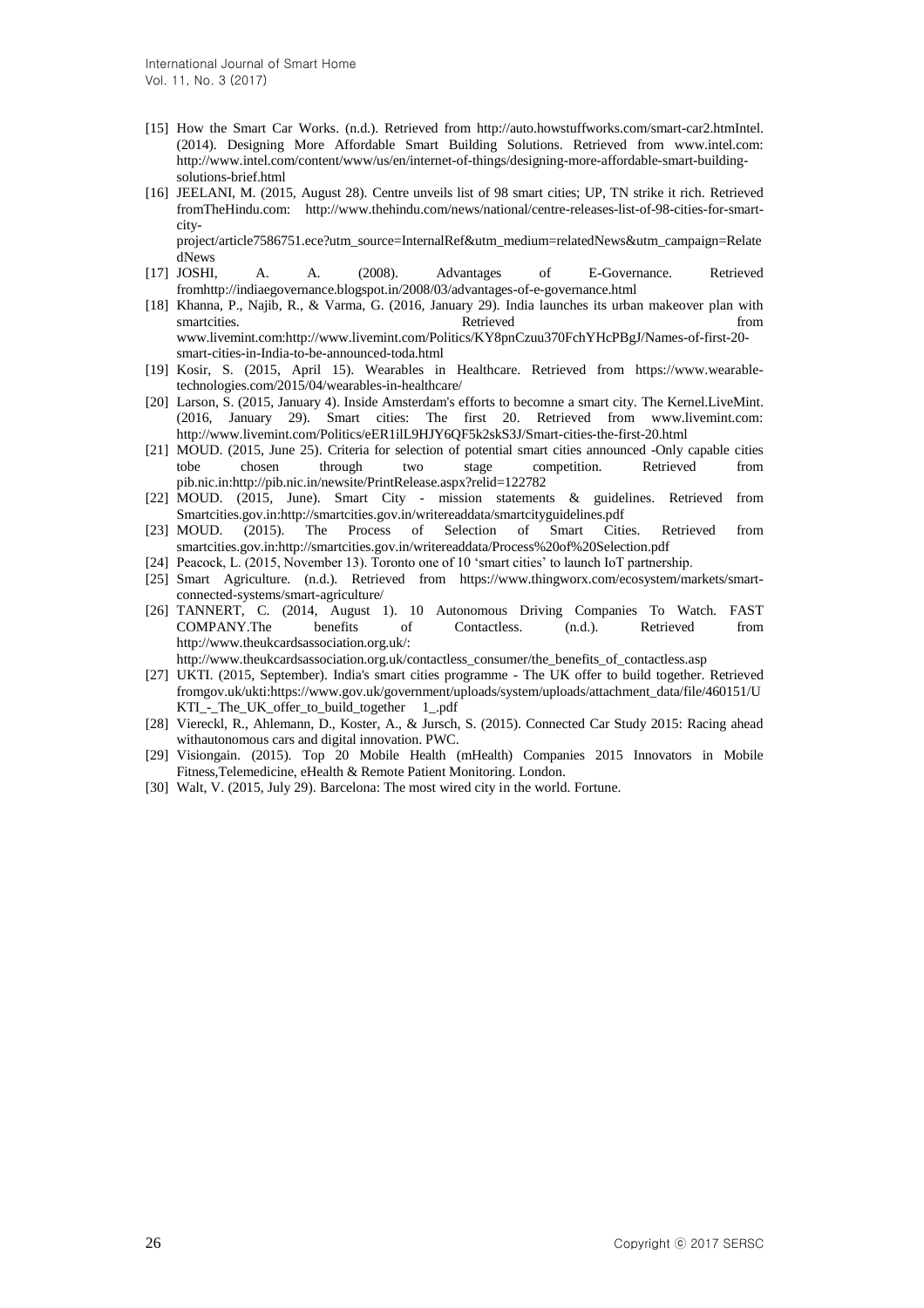[15] How the Smart Car Works. (n.d.). Retrieved from http://auto.howstuffworks.com/smart-car2.htmIntel. (2014). Designing More Affordable Smart Building Solutions. Retrieved from www.intel.com: http://www.intel.com/content/www/us/en/internet-of-things/designing-more-affordable-smart-building-solutions-brief.html

[16] JEELANI, M. (2015, August 28). Centre unveils list of 98 smart cities; UP, TN strike it rich. Retrieved fromTheHindu.com: http://www.thehindu.com/news/national/centre-releases-list-of-98-cities-for-smart-city-project/article7586751.ece?utm_source=InternalRef&utm_medium=relatedNews&utm_campaign=RelatedNews

[17] JOSHI, A. A. (2008). Advantages of E-Governance. Retrieved fromhttp://indiaegovernance.blogspot.in/2008/03/advantages-of-e-governance.html

[18] Khanna, P., Najib, R., & Varma, G. (2016, January 29). India launches its urban makeover plan with smartcities. Retrieved from www.livemint.com:http://www.livemint.com/Politics/KY8pnCzuu370FchYHcPBgJ/Names-of-first-20-smart-cities-in-India-to-be-announced-toda.html

[19] Kosir, S. (2015, April 15). Wearables in Healthcare. Retrieved from https://www.wearable-technologies.com/2015/04/wearables-in-healthcare/

[20] Larson, S. (2015, January 4). Inside Amsterdam's efforts to becomne a smart city. The Kernel.LiveMint. (2016, January 29). Smart cities: The first 20. Retrieved from www.livemint.com: http://www.livemint.com/Politics/eER1ilL9HJY6QF5k2skS3J/Smart-cities-the-first-20.html

[21] MOUD. (2015, June 25). Criteria for selection of potential smart cities announced -Only capable cities tobe chosen through two stage competition. Retrieved from pib.nic.in:http://pib.nic.in/newsite/PrintRelease.aspx?relid=122782

[22] MOUD. (2015, June). Smart City - mission statements & guidelines. Retrieved from Smartcities.gov.in:http://smartcities.gov.in/writereaddata/smartcityguidelines.pdf

[23] MOUD. (2015). The Process of Selection of Smart Cities. Retrieved from smartcities.gov.in:http://smartcities.gov.in/writereaddata/Process%20of%20Selection.pdf

[24] Peacock, L. (2015, November 13). Toronto one of 10 'smart cities' to launch IoT partnership.

[25] Smart Agriculture. (n.d.). Retrieved from https://www.thingworx.com/ecosystem/markets/smart-connected-systems/smart-agriculture/

[26] TANNERT, C. (2014, August 1). 10 Autonomous Driving Companies To Watch. FAST COMPANY.The benefits of Contactless. (n.d.). Retrieved from http://www.theukcardsassociation.org.uk/: http://www.theukcardsassociation.org.uk/contactless_consumer/the_benefits_of_contactless.asp

[27] UKTI. (2015, September). India's smart cities programme - The UK offer to build together. Retrieved fromgov.uk/ukti:https://www.gov.uk/government/uploads/system/uploads/attachment_data/file/460151/UKTI_-_The_UK_offer_to_build_together 1_.pdf

[28] Viereckl, R., Ahlemann, D., Koster, A., & Jursch, S. (2015). Connected Car Study 2015: Racing ahead withautonomous cars and digital innovation. PWC.

[29] Visiongain. (2015). Top 20 Mobile Health (mHealth) Companies 2015 Innovators in Mobile Fitness,Telemedicine, eHealth & Remote Patient Monitoring. London.

[30] Walt, V. (2015, July 29). Barcelona: The most wired city in the world. Fortune.